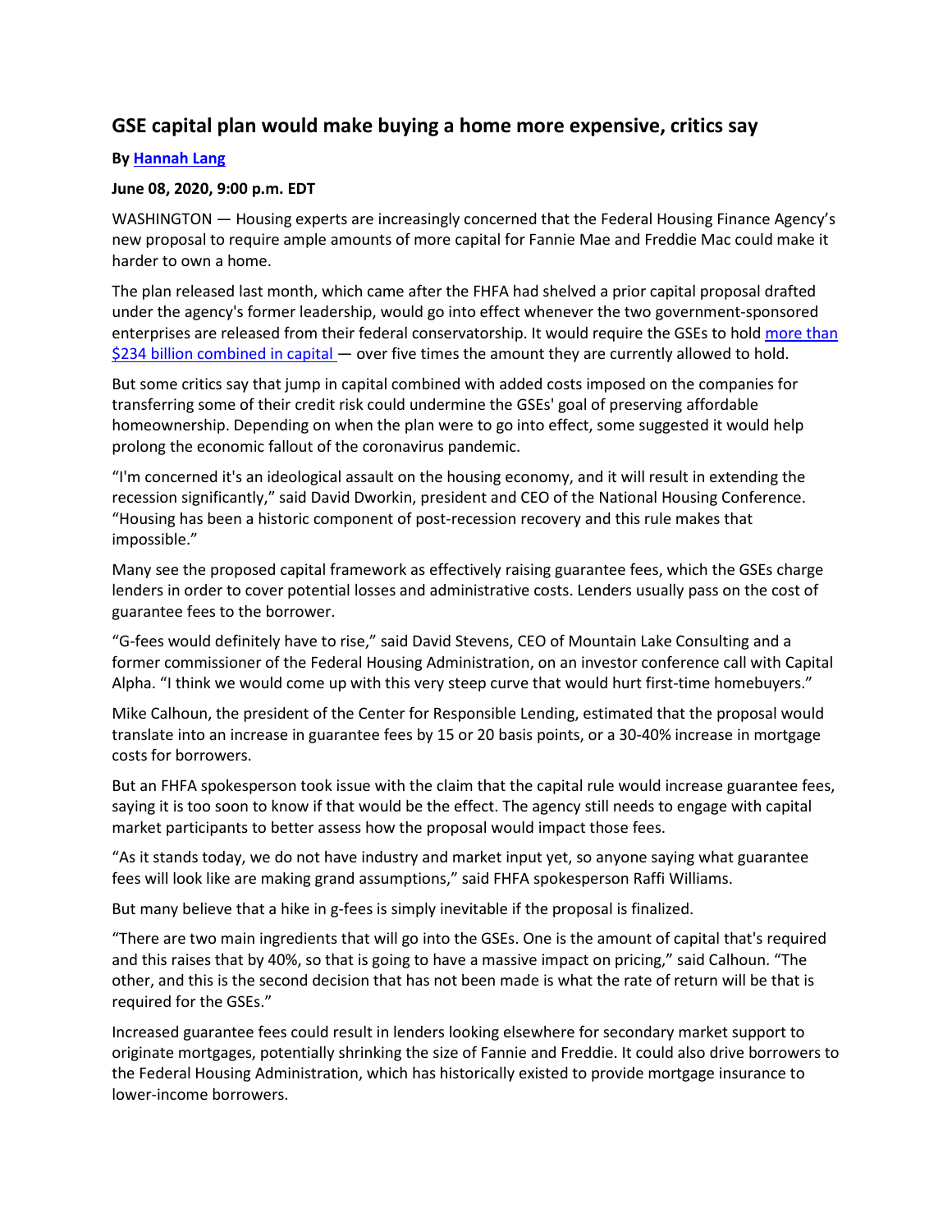# GSE capital plan would make buying a home more expensive, critics say

**By [Hannah Lang]()**

**June 08, 2020, 9:00 p.m. EDT**

WASHINGTON — Housing experts are increasingly concerned that the Federal Housing Finance Agency's new proposal to require ample amounts of more capital for Fannie Mae and Freddie Mac could make it harder to own a home.

The plan released last month, which came after the FHFA had shelved a prior capital proposal drafted under the agency's former leadership, would go into effect whenever the two government-sponsored enterprises are released from their federal conservatorship. It would require the GSEs to hold [more than $234 billion combined in capital]() — over five times the amount they are currently allowed to hold.

But some critics say that jump in capital combined with added costs imposed on the companies for transferring some of their credit risk could undermine the GSEs' goal of preserving affordable homeownership. Depending on when the plan were to go into effect, some suggested it would help prolong the economic fallout of the coronavirus pandemic.

"I'm concerned it's an ideological assault on the housing economy, and it will result in extending the recession significantly," said David Dworkin, president and CEO of the National Housing Conference. "Housing has been a historic component of post-recession recovery and this rule makes that impossible."

Many see the proposed capital framework as effectively raising guarantee fees, which the GSEs charge lenders in order to cover potential losses and administrative costs. Lenders usually pass on the cost of guarantee fees to the borrower.

"G-fees would definitely have to rise," said David Stevens, CEO of Mountain Lake Consulting and a former commissioner of the Federal Housing Administration, on an investor conference call with Capital Alpha. "I think we would come up with this very steep curve that would hurt first-time homebuyers."

Mike Calhoun, the president of the Center for Responsible Lending, estimated that the proposal would translate into an increase in guarantee fees by 15 or 20 basis points, or a 30-40% increase in mortgage costs for borrowers.

But an FHFA spokesperson took issue with the claim that the capital rule would increase guarantee fees, saying it is too soon to know if that would be the effect. The agency still needs to engage with capital market participants to better assess how the proposal would impact those fees.

"As it stands today, we do not have industry and market input yet, so anyone saying what guarantee fees will look like are making grand assumptions," said FHFA spokesperson Raffi Williams.

But many believe that a hike in g-fees is simply inevitable if the proposal is finalized.

"There are two main ingredients that will go into the GSEs. One is the amount of capital that's required and this raises that by 40%, so that is going to have a massive impact on pricing," said Calhoun. "The other, and this is the second decision that has not been made is what the rate of return will be that is required for the GSEs."

Increased guarantee fees could result in lenders looking elsewhere for secondary market support to originate mortgages, potentially shrinking the size of Fannie and Freddie. It could also drive borrowers to the Federal Housing Administration, which has historically existed to provide mortgage insurance to lower-income borrowers.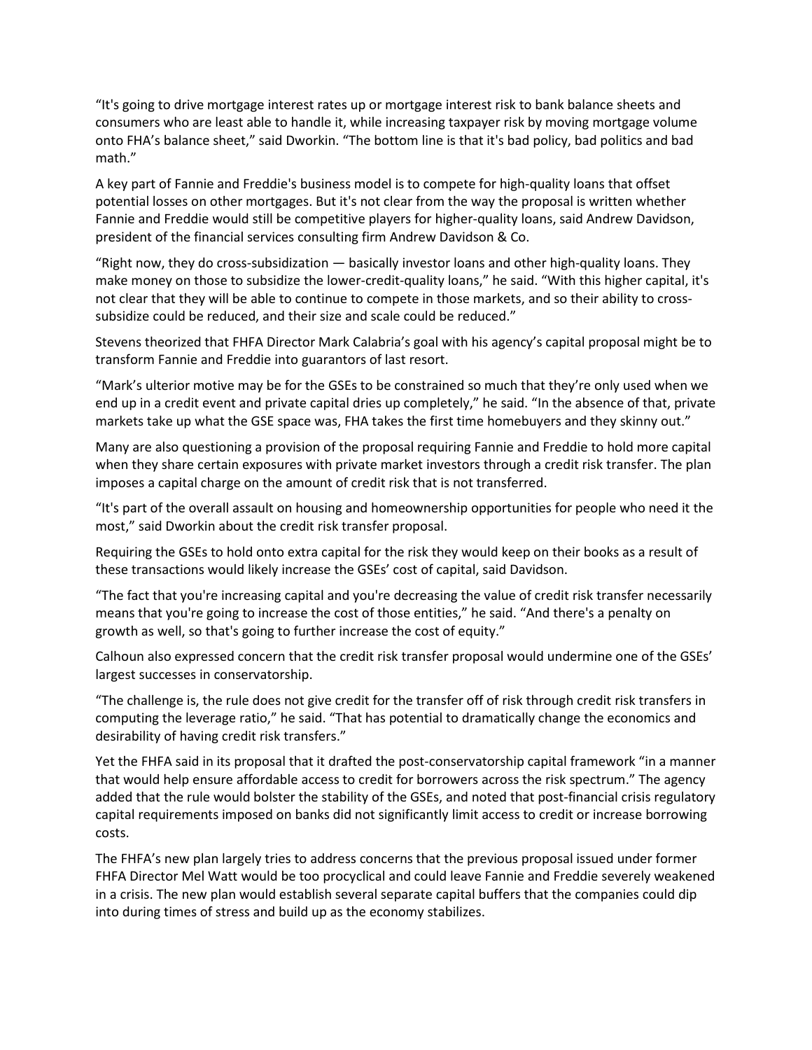"It's going to drive mortgage interest rates up or mortgage interest risk to bank balance sheets and consumers who are least able to handle it, while increasing taxpayer risk by moving mortgage volume onto FHA's balance sheet," said Dworkin. "The bottom line is that it's bad policy, bad politics and bad math."

A key part of Fannie and Freddie's business model is to compete for high-quality loans that offset potential losses on other mortgages. But it's not clear from the way the proposal is written whether Fannie and Freddie would still be competitive players for higher-quality loans, said Andrew Davidson, president of the financial services consulting firm Andrew Davidson & Co.

"Right now, they do cross-subsidization — basically investor loans and other high-quality loans. They make money on those to subsidize the lower-credit-quality loans," he said. "With this higher capital, it's not clear that they will be able to continue to compete in those markets, and so their ability to cross-subsidize could be reduced, and their size and scale could be reduced."

Stevens theorized that FHFA Director Mark Calabria's goal with his agency's capital proposal might be to transform Fannie and Freddie into guarantors of last resort.

"Mark's ulterior motive may be for the GSEs to be constrained so much that they're only used when we end up in a credit event and private capital dries up completely," he said. "In the absence of that, private markets take up what the GSE space was, FHA takes the first time homebuyers and they skinny out."

Many are also questioning a provision of the proposal requiring Fannie and Freddie to hold more capital when they share certain exposures with private market investors through a credit risk transfer. The plan imposes a capital charge on the amount of credit risk that is not transferred.

"It's part of the overall assault on housing and homeownership opportunities for people who need it the most," said Dworkin about the credit risk transfer proposal.

Requiring the GSEs to hold onto extra capital for the risk they would keep on their books as a result of these transactions would likely increase the GSEs' cost of capital, said Davidson.

"The fact that you're increasing capital and you're decreasing the value of credit risk transfer necessarily means that you're going to increase the cost of those entities," he said. "And there's a penalty on growth as well, so that's going to further increase the cost of equity."

Calhoun also expressed concern that the credit risk transfer proposal would undermine one of the GSEs' largest successes in conservatorship.

"The challenge is, the rule does not give credit for the transfer off of risk through credit risk transfers in computing the leverage ratio," he said. "That has potential to dramatically change the economics and desirability of having credit risk transfers."

Yet the FHFA said in its proposal that it drafted the post-conservatorship capital framework "in a manner that would help ensure affordable access to credit for borrowers across the risk spectrum." The agency added that the rule would bolster the stability of the GSEs, and noted that post-financial crisis regulatory capital requirements imposed on banks did not significantly limit access to credit or increase borrowing costs.

The FHFA's new plan largely tries to address concerns that the previous proposal issued under former FHFA Director Mel Watt would be too procyclical and could leave Fannie and Freddie severely weakened in a crisis. The new plan would establish several separate capital buffers that the companies could dip into during times of stress and build up as the economy stabilizes.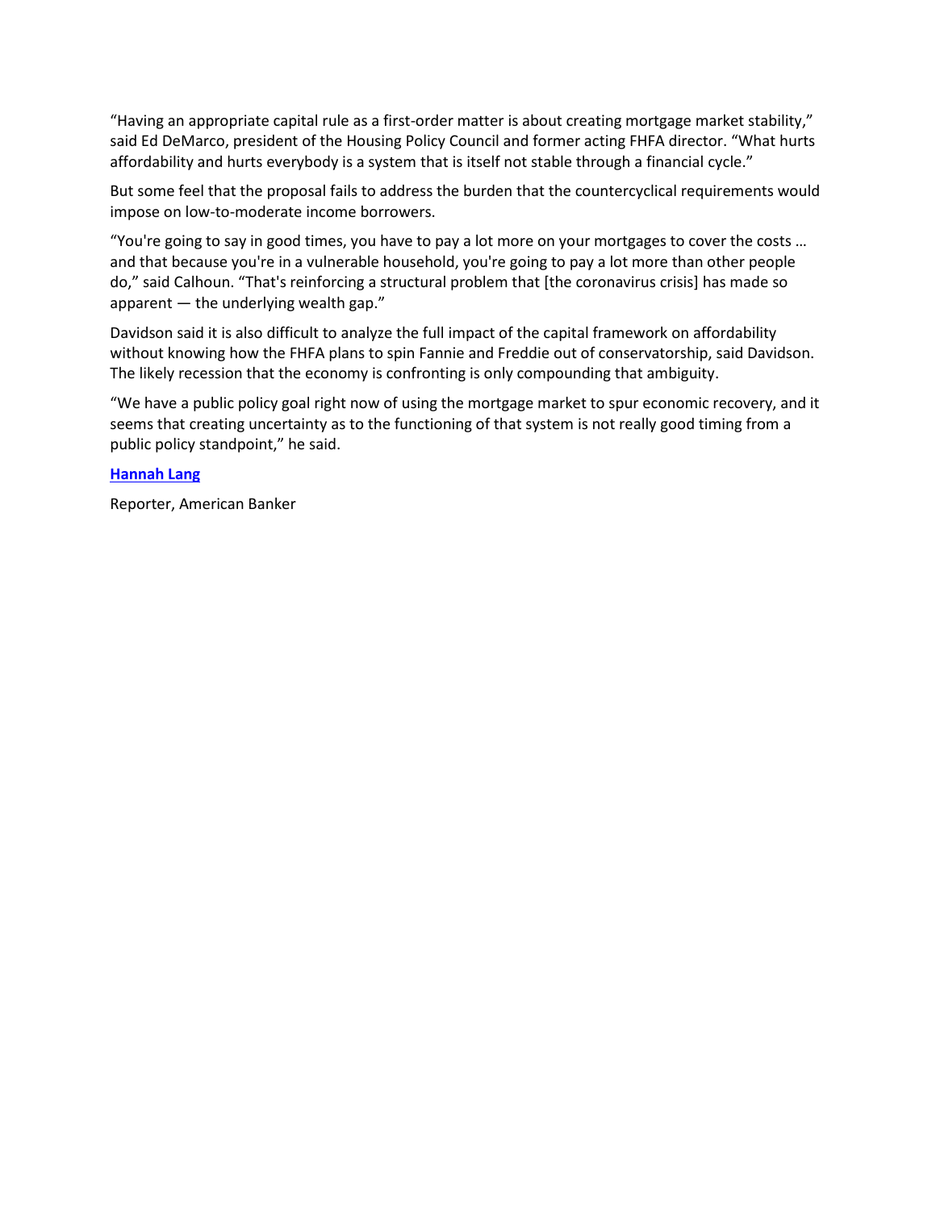"Having an appropriate capital rule as a first-order matter is about creating mortgage market stability," said Ed DeMarco, president of the Housing Policy Council and former acting FHFA director. "What hurts affordability and hurts everybody is a system that is itself not stable through a financial cycle."

But some feel that the proposal fails to address the burden that the countercyclical requirements would impose on low-to-moderate income borrowers.

"You're going to say in good times, you have to pay a lot more on your mortgages to cover the costs … and that because you're in a vulnerable household, you're going to pay a lot more than other people do," said Calhoun. "That's reinforcing a structural problem that [the coronavirus crisis] has made so apparent — the underlying wealth gap."

Davidson said it is also difficult to analyze the full impact of the capital framework on affordability without knowing how the FHFA plans to spin Fannie and Freddie out of conservatorship, said Davidson. The likely recession that the economy is confronting is only compounding that ambiguity.

"We have a public policy goal right now of using the mortgage market to spur economic recovery, and it seems that creating uncertainty as to the functioning of that system is not really good timing from a public policy standpoint," he said.

**Hannah Lang**

Reporter, American Banker